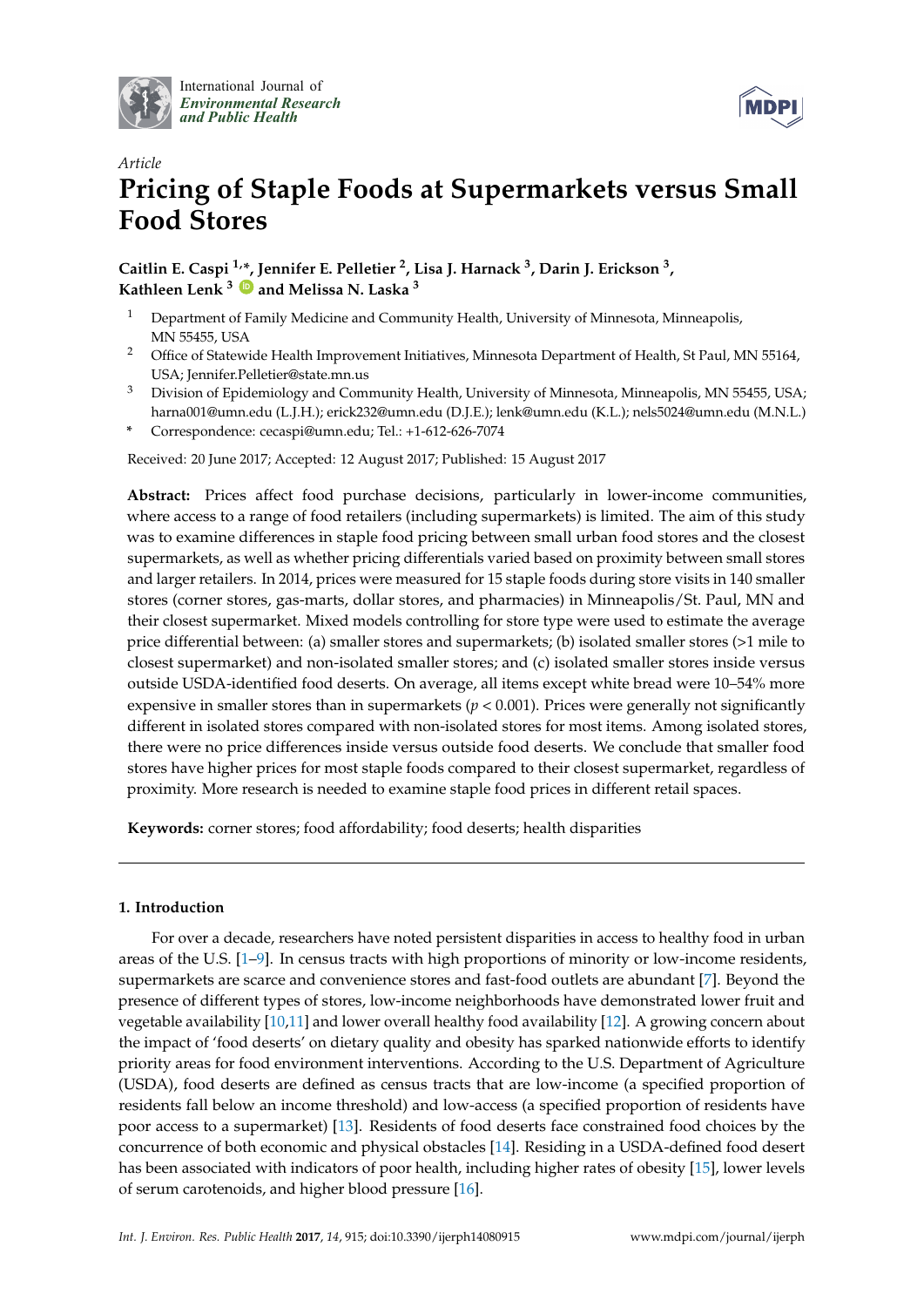International Journal of *Environmental Research and Public Health*

*Article*

# Pricing of Staple Foods at Supermarkets versus Small Food Stores

**Caitlin E. Caspi [1,*], Jennifer E. Pelletier [2], Lisa J. Harnack [3], Darin J. Erickson [3], Kathleen Lenk [3] and Melissa N. Laska [3]**

[1] Department of Family Medicine and Community Health, University of Minnesota, Minneapolis, MN 55455, USA

[2] Office of Statewide Health Improvement Initiatives, Minnesota Department of Health, St Paul, MN 55164, USA; Jennifer.Pelletier@state.mn.us

[3] Division of Epidemiology and Community Health, University of Minnesota, Minneapolis, MN 55455, USA; harna001@umn.edu (L.J.H.); erick232@umn.edu (D.J.E.); lenk@umn.edu (K.L.); nels5024@umn.edu (M.N.L.)

[*] Correspondence: cecaspi@umn.edu; Tel.: +1-612-626-7074

Received: 20 June 2017; Accepted: 12 August 2017; Published: 15 August 2017

**Abstract:** Prices affect food purchase decisions, particularly in lower-income communities, where access to a range of food retailers (including supermarkets) is limited. The aim of this study was to examine differences in staple food pricing between small urban food stores and the closest supermarkets, as well as whether pricing differentials varied based on proximity between small stores and larger retailers. In 2014, prices were measured for 15 staple foods during store visits in 140 smaller stores (corner stores, gas-marts, dollar stores, and pharmacies) in Minneapolis/St. Paul, MN and their closest supermarket. Mixed models controlling for store type were used to estimate the average price differential between: (a) smaller stores and supermarkets; (b) isolated smaller stores (>1 mile to closest supermarket) and non-isolated smaller stores; and (c) isolated smaller stores inside versus outside USDA-identified food deserts. On average, all items except white bread were 10–54% more expensive in smaller stores than in supermarkets ($p < 0.001$). Prices were generally not significantly different in isolated stores compared with non-isolated stores for most items. Among isolated stores, there were no price differences inside versus outside food deserts. We conclude that smaller food stores have higher prices for most staple foods compared to their closest supermarket, regardless of proximity. More research is needed to examine staple food prices in different retail spaces.

**Keywords:** corner stores; food affordability; food deserts; health disparities

## 1. Introduction

For over a decade, researchers have noted persistent disparities in access to healthy food in urban areas of the U.S. [1–9]. In census tracts with high proportions of minority or low-income residents, supermarkets are scarce and convenience stores and fast-food outlets are abundant [7]. Beyond the presence of different types of stores, low-income neighborhoods have demonstrated lower fruit and vegetable availability [10,11] and lower overall healthy food availability [12]. A growing concern about the impact of 'food deserts' on dietary quality and obesity has sparked nationwide efforts to identify priority areas for food environment interventions. According to the U.S. Department of Agriculture (USDA), food deserts are defined as census tracts that are low-income (a specified proportion of residents fall below an income threshold) and low-access (a specified proportion of residents have poor access to a supermarket) [13]. Residents of food deserts face constrained food choices by the concurrence of both economic and physical obstacles [14]. Residing in a USDA-defined food desert has been associated with indicators of poor health, including higher rates of obesity [15], lower levels of serum carotenoids, and higher blood pressure [16].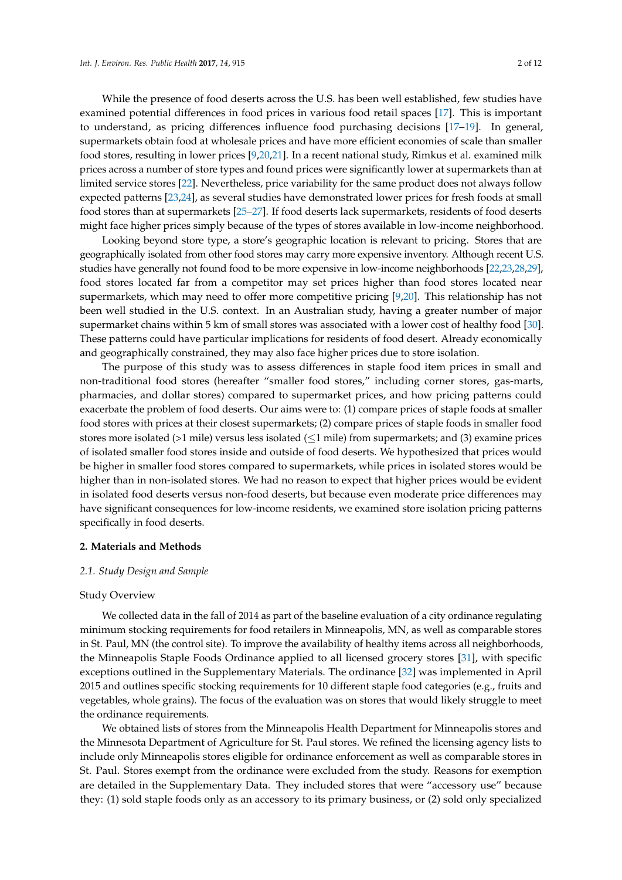While the presence of food deserts across the U.S. has been well established, few studies have examined potential differences in food prices in various food retail spaces [17]. This is important to understand, as pricing differences influence food purchasing decisions [17–19]. In general, supermarkets obtain food at wholesale prices and have more efficient economies of scale than smaller food stores, resulting in lower prices [9,20,21]. In a recent national study, Rimkus et al. examined milk prices across a number of store types and found prices were significantly lower at supermarkets than at limited service stores [22]. Nevertheless, price variability for the same product does not always follow expected patterns [23,24], as several studies have demonstrated lower prices for fresh foods at small food stores than at supermarkets [25–27]. If food deserts lack supermarkets, residents of food deserts might face higher prices simply because of the types of stores available in low-income neighborhood.

Looking beyond store type, a store's geographic location is relevant to pricing. Stores that are geographically isolated from other food stores may carry more expensive inventory. Although recent U.S. studies have generally not found food to be more expensive in low-income neighborhoods [22,23,28,29], food stores located far from a competitor may set prices higher than food stores located near supermarkets, which may need to offer more competitive pricing [9,20]. This relationship has not been well studied in the U.S. context. In an Australian study, having a greater number of major supermarket chains within 5 km of small stores was associated with a lower cost of healthy food [30]. These patterns could have particular implications for residents of food desert. Already economically and geographically constrained, they may also face higher prices due to store isolation.

The purpose of this study was to assess differences in staple food item prices in small and non-traditional food stores (hereafter "smaller food stores," including corner stores, gas-marts, pharmacies, and dollar stores) compared to supermarket prices, and how pricing patterns could exacerbate the problem of food deserts. Our aims were to: (1) compare prices of staple foods at smaller food stores with prices at their closest supermarkets; (2) compare prices of staple foods in smaller food stores more isolated (>1 mile) versus less isolated (≤1 mile) from supermarkets; and (3) examine prices of isolated smaller food stores inside and outside of food deserts. We hypothesized that prices would be higher in smaller food stores compared to supermarkets, while prices in isolated stores would be higher than in non-isolated stores. We had no reason to expect that higher prices would be evident in isolated food deserts versus non-food deserts, but because even moderate price differences may have significant consequences for low-income residents, we examined store isolation pricing patterns specifically in food deserts.

## 2. Materials and Methods

### 2.1. Study Design and Sample

Study Overview

We collected data in the fall of 2014 as part of the baseline evaluation of a city ordinance regulating minimum stocking requirements for food retailers in Minneapolis, MN, as well as comparable stores in St. Paul, MN (the control site). To improve the availability of healthy items across all neighborhoods, the Minneapolis Staple Foods Ordinance applied to all licensed grocery stores [31], with specific exceptions outlined in the Supplementary Materials. The ordinance [32] was implemented in April 2015 and outlines specific stocking requirements for 10 different staple food categories (e.g., fruits and vegetables, whole grains). The focus of the evaluation was on stores that would likely struggle to meet the ordinance requirements.

We obtained lists of stores from the Minneapolis Health Department for Minneapolis stores and the Minnesota Department of Agriculture for St. Paul stores. We refined the licensing agency lists to include only Minneapolis stores eligible for ordinance enforcement as well as comparable stores in St. Paul. Stores exempt from the ordinance were excluded from the study. Reasons for exemption are detailed in the Supplementary Data. They included stores that were "accessory use" because they: (1) sold staple foods only as an accessory to its primary business, or (2) sold only specialized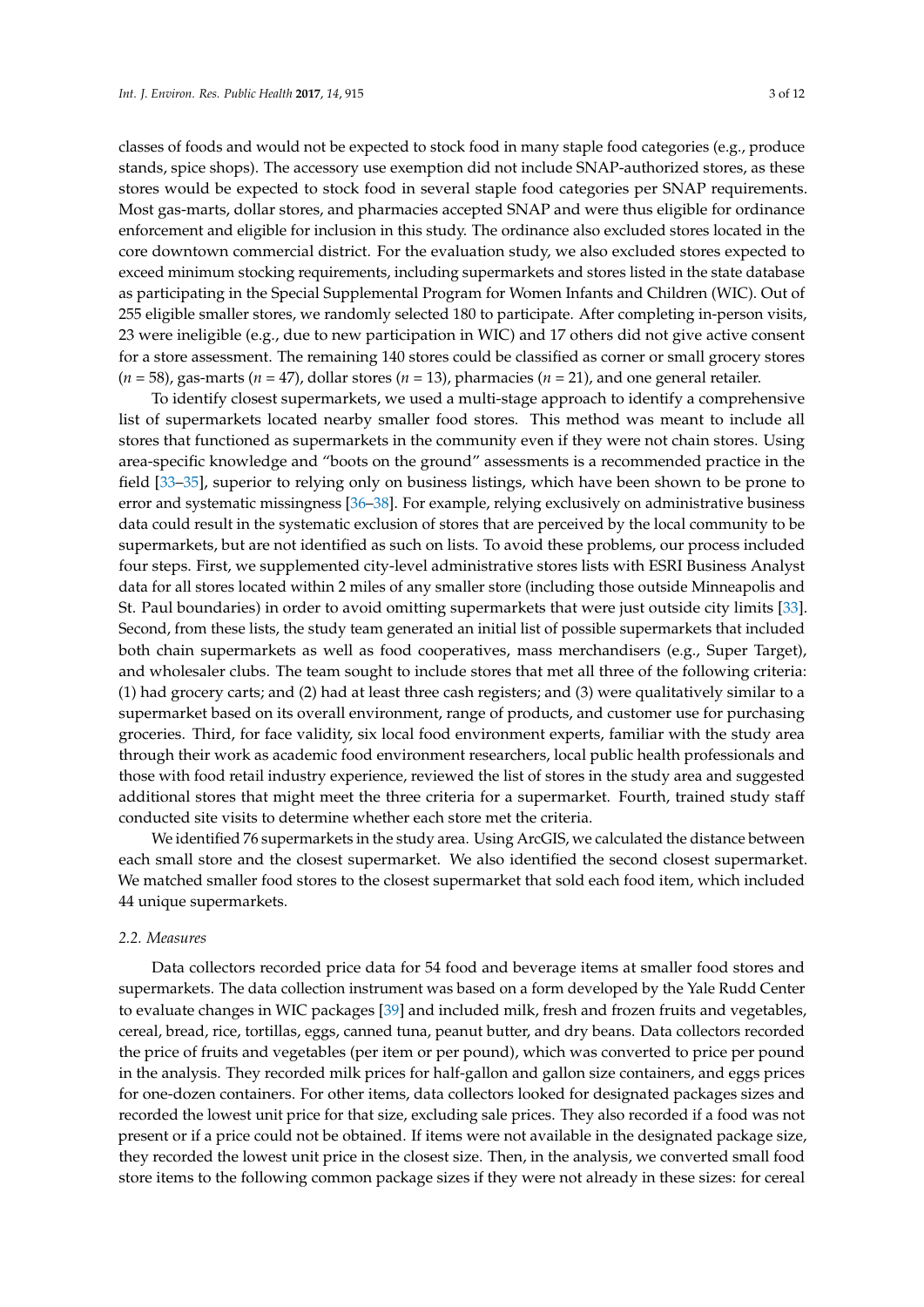classes of foods and would not be expected to stock food in many staple food categories (e.g., produce stands, spice shops). The accessory use exemption did not include SNAP-authorized stores, as these stores would be expected to stock food in several staple food categories per SNAP requirements. Most gas-marts, dollar stores, and pharmacies accepted SNAP and were thus eligible for ordinance enforcement and eligible for inclusion in this study. The ordinance also excluded stores located in the core downtown commercial district. For the evaluation study, we also excluded stores expected to exceed minimum stocking requirements, including supermarkets and stores listed in the state database as participating in the Special Supplemental Program for Women Infants and Children (WIC). Out of 255 eligible smaller stores, we randomly selected 180 to participate. After completing in-person visits, 23 were ineligible (e.g., due to new participation in WIC) and 17 others did not give active consent for a store assessment. The remaining 140 stores could be classified as corner or small grocery stores (*n* = 58), gas-marts (*n* = 47), dollar stores (*n* = 13), pharmacies (*n* = 21), and one general retailer.

To identify closest supermarkets, we used a multi-stage approach to identify a comprehensive list of supermarkets located nearby smaller food stores. This method was meant to include all stores that functioned as supermarkets in the community even if they were not chain stores. Using area-specific knowledge and "boots on the ground" assessments is a recommended practice in the field [33–35], superior to relying only on business listings, which have been shown to be prone to error and systematic missingness [36–38]. For example, relying exclusively on administrative business data could result in the systematic exclusion of stores that are perceived by the local community to be supermarkets, but are not identified as such on lists. To avoid these problems, our process included four steps. First, we supplemented city-level administrative stores lists with ESRI Business Analyst data for all stores located within 2 miles of any smaller store (including those outside Minneapolis and St. Paul boundaries) in order to avoid omitting supermarkets that were just outside city limits [33]. Second, from these lists, the study team generated an initial list of possible supermarkets that included both chain supermarkets as well as food cooperatives, mass merchandisers (e.g., Super Target), and wholesaler clubs. The team sought to include stores that met all three of the following criteria: (1) had grocery carts; and (2) had at least three cash registers; and (3) were qualitatively similar to a supermarket based on its overall environment, range of products, and customer use for purchasing groceries. Third, for face validity, six local food environment experts, familiar with the study area through their work as academic food environment researchers, local public health professionals and those with food retail industry experience, reviewed the list of stores in the study area and suggested additional stores that might meet the three criteria for a supermarket. Fourth, trained study staff conducted site visits to determine whether each store met the criteria.

We identified 76 supermarkets in the study area. Using ArcGIS, we calculated the distance between each small store and the closest supermarket. We also identified the second closest supermarket. We matched smaller food stores to the closest supermarket that sold each food item, which included 44 unique supermarkets.

### 2.2. Measures

Data collectors recorded price data for 54 food and beverage items at smaller food stores and supermarkets. The data collection instrument was based on a form developed by the Yale Rudd Center to evaluate changes in WIC packages [39] and included milk, fresh and frozen fruits and vegetables, cereal, bread, rice, tortillas, eggs, canned tuna, peanut butter, and dry beans. Data collectors recorded the price of fruits and vegetables (per item or per pound), which was converted to price per pound in the analysis. They recorded milk prices for half-gallon and gallon size containers, and eggs prices for one-dozen containers. For other items, data collectors looked for designated packages sizes and recorded the lowest unit price for that size, excluding sale prices. They also recorded if a food was not present or if a price could not be obtained. If items were not available in the designated package size, they recorded the lowest unit price in the closest size. Then, in the analysis, we converted small food store items to the following common package sizes if they were not already in these sizes: for cereal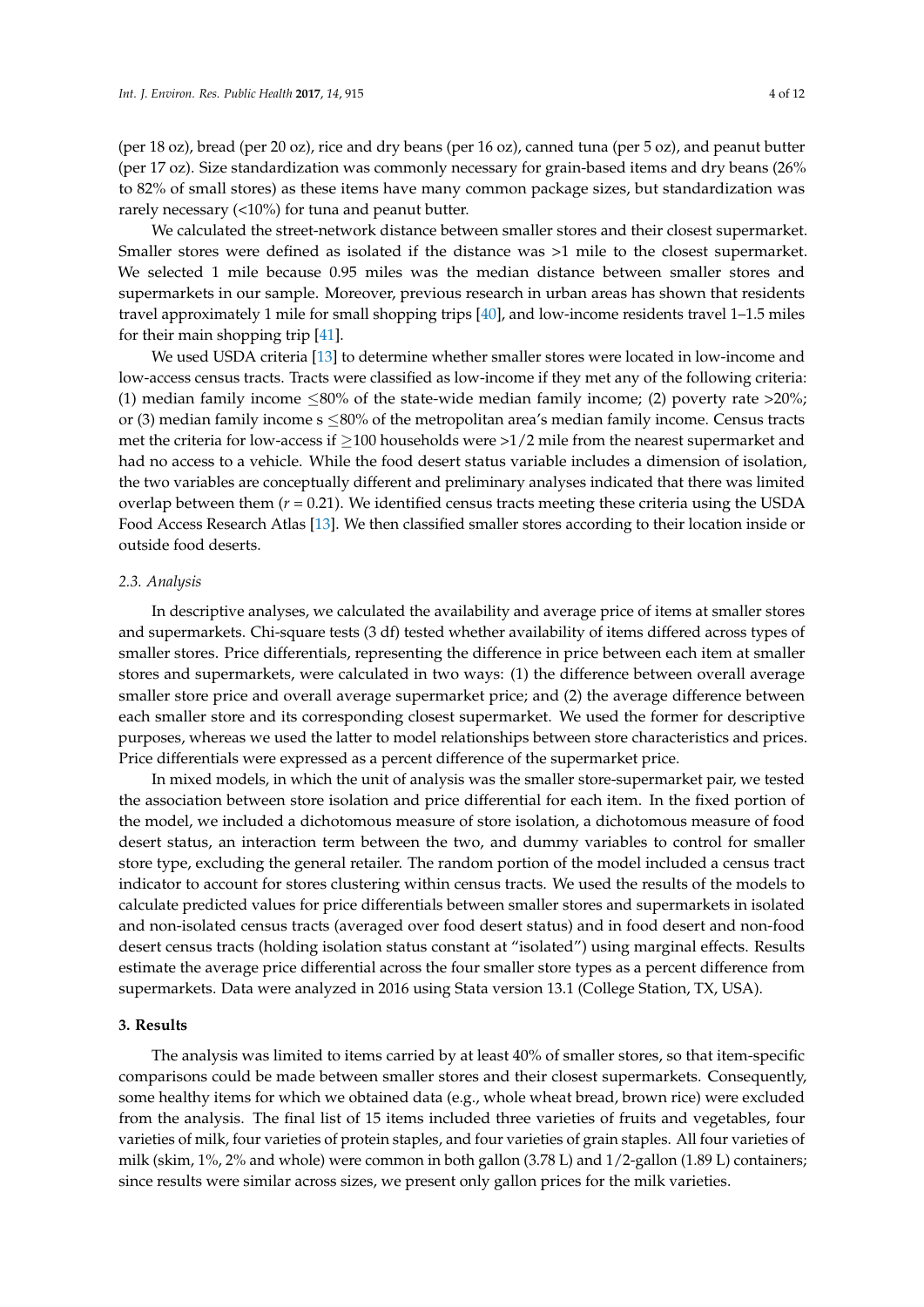(per 18 oz), bread (per 20 oz), rice and dry beans (per 16 oz), canned tuna (per 5 oz), and peanut butter (per 17 oz). Size standardization was commonly necessary for grain-based items and dry beans (26% to 82% of small stores) as these items have many common package sizes, but standardization was rarely necessary (<10%) for tuna and peanut butter.

We calculated the street-network distance between smaller stores and their closest supermarket. Smaller stores were defined as isolated if the distance was >1 mile to the closest supermarket. We selected 1 mile because 0.95 miles was the median distance between smaller stores and supermarkets in our sample. Moreover, previous research in urban areas has shown that residents travel approximately 1 mile for small shopping trips [40], and low-income residents travel 1–1.5 miles for their main shopping trip [41].

We used USDA criteria [13] to determine whether smaller stores were located in low-income and low-access census tracts. Tracts were classified as low-income if they met any of the following criteria: (1) median family income ≤80% of the state-wide median family income; (2) poverty rate >20%; or (3) median family income s ≤80% of the metropolitan area's median family income. Census tracts met the criteria for low-access if ≥100 households were >1/2 mile from the nearest supermarket and had no access to a vehicle. While the food desert status variable includes a dimension of isolation, the two variables are conceptually different and preliminary analyses indicated that there was limited overlap between them ($r = 0.21$). We identified census tracts meeting these criteria using the USDA Food Access Research Atlas [13]. We then classified smaller stores according to their location inside or outside food deserts.

### *2.3. Analysis*

In descriptive analyses, we calculated the availability and average price of items at smaller stores and supermarkets. Chi-square tests (3 df) tested whether availability of items differed across types of smaller stores. Price differentials, representing the difference in price between each item at smaller stores and supermarkets, were calculated in two ways: (1) the difference between overall average smaller store price and overall average supermarket price; and (2) the average difference between each smaller store and its corresponding closest supermarket. We used the former for descriptive purposes, whereas we used the latter to model relationships between store characteristics and prices. Price differentials were expressed as a percent difference of the supermarket price.

In mixed models, in which the unit of analysis was the smaller store-supermarket pair, we tested the association between store isolation and price differential for each item. In the fixed portion of the model, we included a dichotomous measure of store isolation, a dichotomous measure of food desert status, an interaction term between the two, and dummy variables to control for smaller store type, excluding the general retailer. The random portion of the model included a census tract indicator to account for stores clustering within census tracts. We used the results of the models to calculate predicted values for price differentials between smaller stores and supermarkets in isolated and non-isolated census tracts (averaged over food desert status) and in food desert and non-food desert census tracts (holding isolation status constant at "isolated") using marginal effects. Results estimate the average price differential across the four smaller store types as a percent difference from supermarkets. Data were analyzed in 2016 using Stata version 13.1 (College Station, TX, USA).

## **3. Results**

The analysis was limited to items carried by at least 40% of smaller stores, so that item-specific comparisons could be made between smaller stores and their closest supermarkets. Consequently, some healthy items for which we obtained data (e.g., whole wheat bread, brown rice) were excluded from the analysis. The final list of 15 items included three varieties of fruits and vegetables, four varieties of milk, four varieties of protein staples, and four varieties of grain staples. All four varieties of milk (skim, 1%, 2% and whole) were common in both gallon (3.78 L) and 1/2-gallon (1.89 L) containers; since results were similar across sizes, we present only gallon prices for the milk varieties.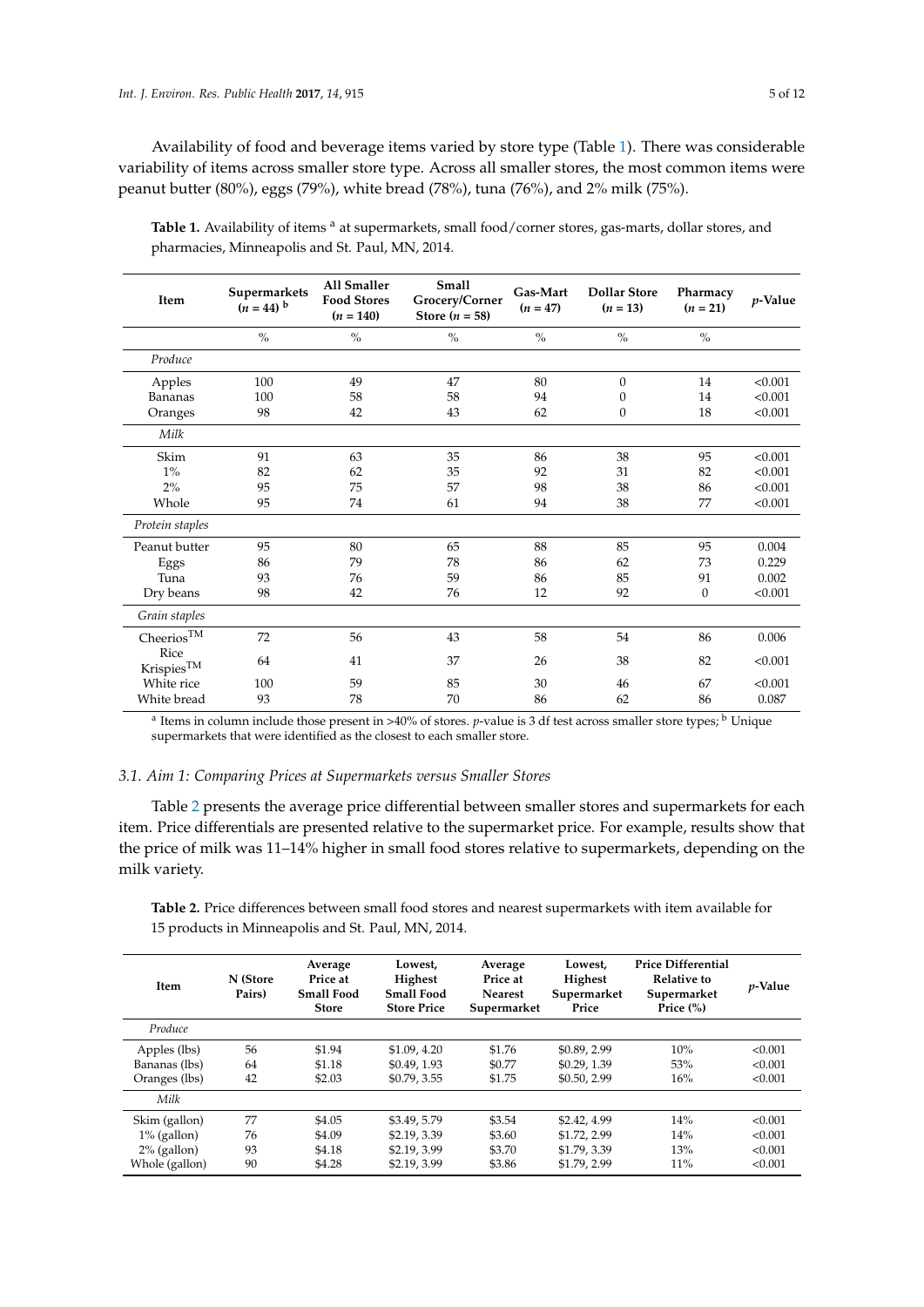Availability of food and beverage items varied by store type (Table 1). There was considerable variability of items across smaller store type. Across all smaller stores, the most common items were peanut butter (80%), eggs (79%), white bread (78%), tuna (76%), and 2% milk (75%).

**Table 1.** Availability of items [a] at supermarkets, small food/corner stores, gas-marts, dollar stores, and pharmacies, Minneapolis and St. Paul, MN, 2014.

| Item | Supermarkets ($n$ = 44) [b] | All Smaller Food Stores ($n$ = 140) | Small Grocery/Corner Store ($n$ = 58) | Gas-Mart ($n$ = 47) | Dollar Store ($n$ = 13) | Pharmacy ($n$ = 21) | $p$-Value |
|---|---|---|---|---|---|---|---|
| | % | % | % | % | % | % | |
| *Produce* | | | | | | | |
| Apples | 100 | 49 | 47 | 80 | 0 | 14 | <0.001 |
| Bananas | 100 | 58 | 58 | 94 | 0 | 14 | <0.001 |
| Oranges | 98 | 42 | 43 | 62 | 0 | 18 | <0.001 |
| *Milk* | | | | | | | |
| Skim | 91 | 63 | 35 | 86 | 38 | 95 | <0.001 |
| 1% | 82 | 62 | 35 | 92 | 31 | 82 | <0.001 |
| 2% | 95 | 75 | 57 | 98 | 38 | 86 | <0.001 |
| Whole | 95 | 74 | 61 | 94 | 38 | 77 | <0.001 |
| *Protein staples* | | | | | | | |
| Peanut butter | 95 | 80 | 65 | 88 | 85 | 95 | 0.004 |
| Eggs | 86 | 79 | 78 | 86 | 62 | 73 | 0.229 |
| Tuna | 93 | 76 | 59 | 86 | 85 | 91 | 0.002 |
| Dry beans | 98 | 42 | 76 | 12 | 92 | 0 | <0.001 |
| *Grain staples* | | | | | | | |
| Cheerios™ | 72 | 56 | 43 | 58 | 54 | 86 | 0.006 |
| Rice Krispies™ | 64 | 41 | 37 | 26 | 38 | 82 | <0.001 |
| White rice | 100 | 59 | 85 | 30 | 46 | 67 | <0.001 |
| White bread | 93 | 78 | 70 | 86 | 62 | 86 | 0.087 |

[a] Items in column include those present in >40% of stores. $p$-value is 3 df test across smaller store types; [b] Unique supermarkets that were identified as the closest to each smaller store.

### 3.1. Aim 1: Comparing Prices at Supermarkets versus Smaller Stores

Table 2 presents the average price differential between smaller stores and supermarkets for each item. Price differentials are presented relative to the supermarket price. For example, results show that the price of milk was 11–14% higher in small food stores relative to supermarkets, depending on the milk variety.

**Table 2.** Price differences between small food stores and nearest supermarkets with item available for 15 products in Minneapolis and St. Paul, MN, 2014.

| Item | N (Store Pairs) | Average Price at Small Food Store | Lowest, Highest Small Food Store Price | Average Price at Nearest Supermarket | Lowest, Highest Supermarket Price | Price Differential Relative to Supermarket Price (%) | $p$-Value |
|---|---|---|---|---|---|---|---|
| *Produce* | | | | | | | |
| Apples (lbs) | 56 | $1.94 | $1.09, 4.20 | $1.76 | $0.89, 2.99 | 10% | <0.001 |
| Bananas (lbs) | 64 | $1.18 | $0.49, 1.93 | $0.77 | $0.29, 1.39 | 53% | <0.001 |
| Oranges (lbs) | 42 | $2.03 | $0.79, 3.55 | $1.75 | $0.50, 2.99 | 16% | <0.001 |
| *Milk* | | | | | | | |
| Skim (gallon) | 77 | $4.05 | $3.49, 5.79 | $3.54 | $2.42, 4.99 | 14% | <0.001 |
| 1% (gallon) | 76 | $4.09 | $2.19, 3.39 | $3.60 | $1.72, 2.99 | 14% | <0.001 |
| 2% (gallon) | 93 | $4.18 | $2.19, 3.99 | $3.70 | $1.79, 3.39 | 13% | <0.001 |
| Whole (gallon) | 90 | $4.28 | $2.19, 3.99 | $3.86 | $1.79, 2.99 | 11% | <0.001 |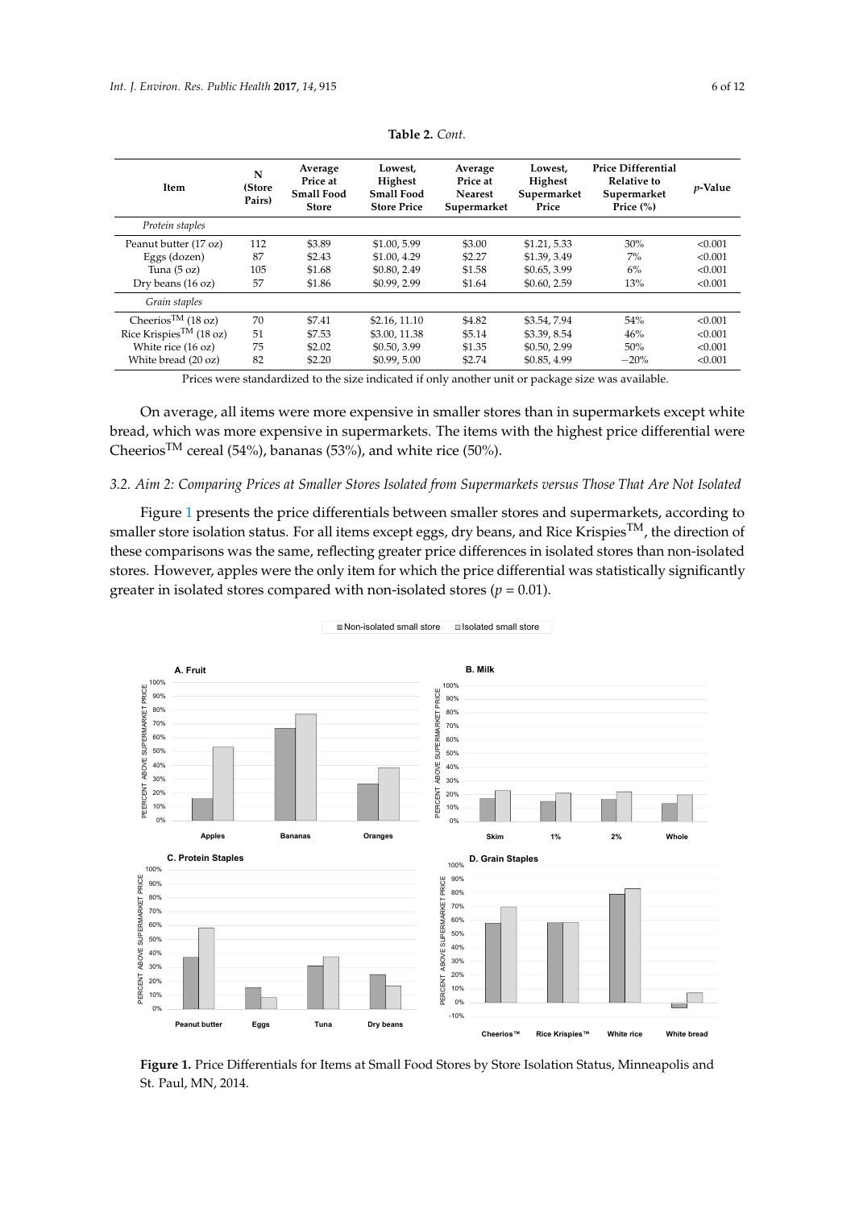**Table 2.** *Cont.*

| Item | N (Store Pairs) | Average Price at Small Food Store | Lowest, Highest Small Food Store Price | Average Price at Nearest Supermarket | Lowest, Highest Supermarket Price | Price Differential Relative to Supermarket Price (%) | *p*-Value |
|---|---|---|---|---|---|---|---|
| *Protein staples* | | | | | | | |
| Peanut butter (17 oz) | 112 | \$3.89 | \$1.00, 5.99 | \$3.00 | \$1.21, 5.33 | 30% | <0.001 |
| Eggs (dozen) | 87 | \$2.43 | \$1.00, 4.29 | \$2.27 | \$1.39, 3.49 | 7% | <0.001 |
| Tuna (5 oz) | 105 | \$1.68 | \$0.80, 2.49 | \$1.58 | \$0.65, 3.99 | 6% | <0.001 |
| Dry beans (16 oz) | 57 | \$1.86 | \$0.99, 2.99 | \$1.64 | \$0.60, 2.59 | 13% | <0.001 |
| *Grain staples* | | | | | | | |
| Cheerios™ (18 oz) | 70 | \$7.41 | \$2.16, 11.10 | \$4.82 | \$3.54, 7.94 | 54% | <0.001 |
| Rice Krispies™ (18 oz) | 51 | \$7.53 | \$3.00, 11.38 | \$5.14 | \$3.39, 8.54 | 46% | <0.001 |
| White rice (16 oz) | 75 | \$2.02 | \$0.50, 3.99 | \$1.35 | \$0.50, 2.99 | 50% | <0.001 |
| White bread (20 oz) | 82 | \$2.20 | \$0.99, 5.00 | \$2.74 | \$0.85, 4.99 | −20% | <0.001 |

Prices were standardized to the size indicated if only another unit or package size was available.

On average, all items were more expensive in smaller stores than in supermarkets except white bread, which was more expensive in supermarkets. The items with the highest price differential were Cheerios™ cereal (54%), bananas (53%), and white rice (50%).

### 3.2. Aim 2: Comparing Prices at Smaller Stores Isolated from Supermarkets versus Those That Are Not Isolated

Figure 1 presents the price differentials between smaller stores and supermarkets, according to smaller store isolation status. For all items except eggs, dry beans, and Rice Krispies™, the direction of these comparisons was the same, reflecting greater price differences in isolated stores than non-isolated stores. However, apples were the only item for which the price differential was statistically significantly greater in isolated stores compared with non-isolated stores ($p = 0.01$).

Non-isolated small store
Isolated small store

A. Fruit
PEERCENT ABOVE SUPERMARKET PRICE
100%
90%
80%
70%
60%
50%
40%
30%
20%
10%
0%
Apples
Bananas
Oranges

B. Milk
PERCENT ABOVE SUPERMARKET PRICE
100%
90%
80%
70%
60%
50%
40%
30%
20%
10%
0%
Skim
1%
2%
Whole

C. Protein Staples
PERCENT ABOVE SUPERMARKET PRICE
100%
90%
80%
70%
60%
50%
40%
30%
20%
10%
0%
Peanut butter
Eggs
Tuna
Dry beans

D. Grain Staples
PERCENT ABOVE SUPERMARKET PRICE
100%
90%
80%
70%
60%
50%
40%
30%
20%
10%
0%
-10%
Cheerios™
Rice Krispies™
White rice
White bread

**Figure 1.** Price Differentials for Items at Small Food Stores by Store Isolation Status, Minneapolis and St. Paul, MN, 2014.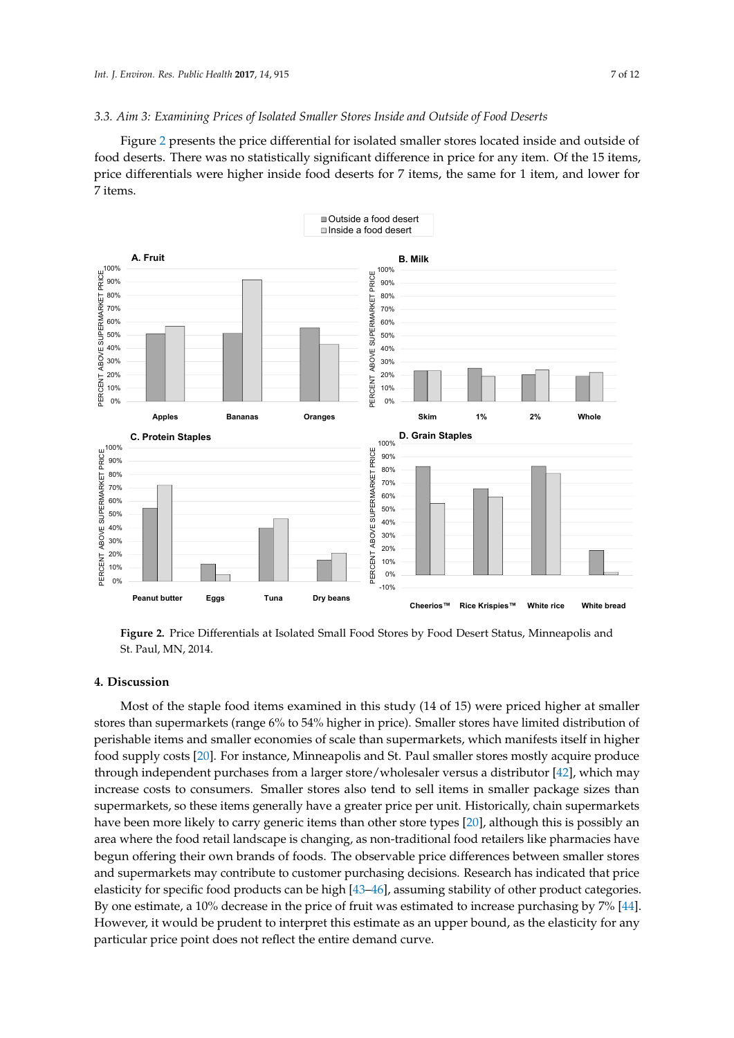### 3.3. Aim 3: Examining Prices of Isolated Smaller Stores Inside and Outside of Food Deserts

Figure 2 presents the price differential for isolated smaller stores located inside and outside of food deserts. There was no statistically significant difference in price for any item. Of the 15 items, price differentials were higher inside food deserts for 7 items, the same for 1 item, and lower for 7 items.

Outside a food desert
Inside a food desert

A. Fruit
PERCENT ABOVE SUPERMARKET PRICE
100%
90%
80%
70%
60%
50%
40%
30%
20%
10%
0%
Apples
Bananas
Oranges

B. Milk
PERCENT ABOVE SUPERMARKET PRICE
100%
90%
80%
70%
60%
50%
40%
30%
20%
10%
0%
Skim
1%
2%
Whole

C. Protein Staples
PERCENT ABOVE SUPERMARKET PRICE
100%
90%
80%
70%
60%
50%
40%
30%
20%
10%
0%
Peanut butter
Eggs
Tuna
Dry beans

D. Grain Staples
PERCENT ABOVE SUPERMARKET PRICE
100%
90%
80%
70%
60%
50%
40%
30%
20%
10%
0%
-10%
Cheerios™
Rice Krispies™
White rice
White bread

**Figure 2.** Price Differentials at Isolated Small Food Stores by Food Desert Status, Minneapolis and St. Paul, MN, 2014.

## 4. Discussion

Most of the staple food items examined in this study (14 of 15) were priced higher at smaller stores than supermarkets (range 6% to 54% higher in price). Smaller stores have limited distribution of perishable items and smaller economies of scale than supermarkets, which manifests itself in higher food supply costs [20]. For instance, Minneapolis and St. Paul smaller stores mostly acquire produce through independent purchases from a larger store/wholesaler versus a distributor [42], which may increase costs to consumers. Smaller stores also tend to sell items in smaller package sizes than supermarkets, so these items generally have a greater price per unit. Historically, chain supermarkets have been more likely to carry generic items than other store types [20], although this is possibly an area where the food retail landscape is changing, as non-traditional food retailers like pharmacies have begun offering their own brands of foods. The observable price differences between smaller stores and supermarkets may contribute to customer purchasing decisions. Research has indicated that price elasticity for specific food products can be high [43–46], assuming stability of other product categories. By one estimate, a 10% decrease in the price of fruit was estimated to increase purchasing by 7% [44]. However, it would be prudent to interpret this estimate as an upper bound, as the elasticity for any particular price point does not reflect the entire demand curve.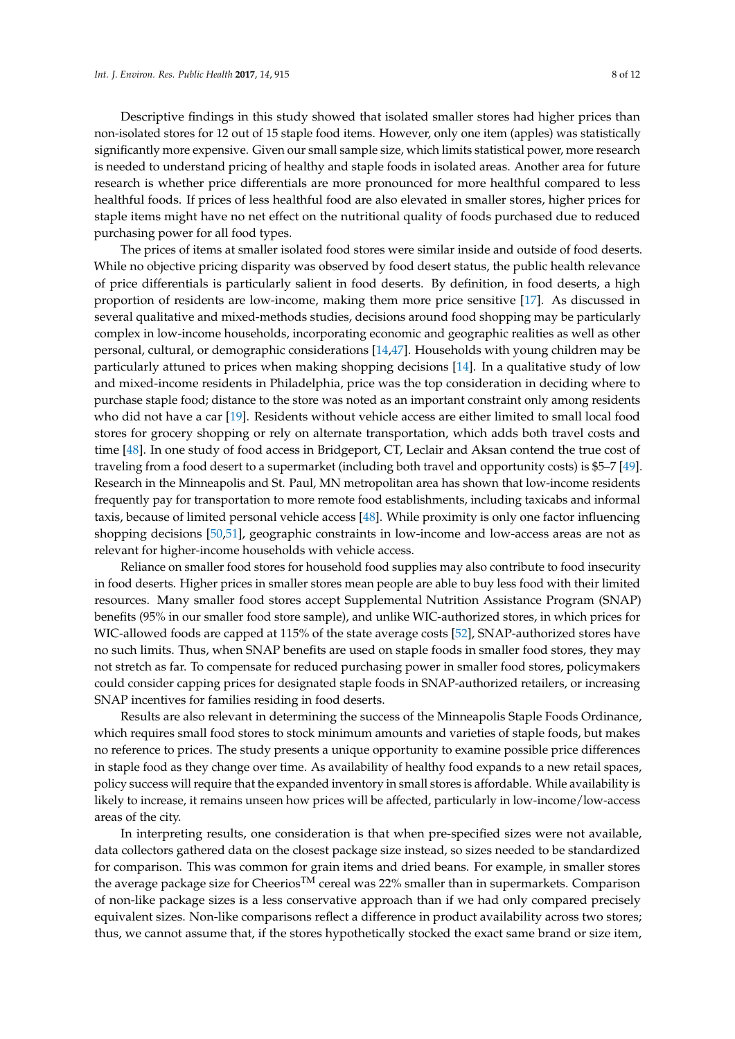Descriptive findings in this study showed that isolated smaller stores had higher prices than non-isolated stores for 12 out of 15 staple food items. However, only one item (apples) was statistically significantly more expensive. Given our small sample size, which limits statistical power, more research is needed to understand pricing of healthy and staple foods in isolated areas. Another area for future research is whether price differentials are more pronounced for more healthful compared to less healthful foods. If prices of less healthful food are also elevated in smaller stores, higher prices for staple items might have no net effect on the nutritional quality of foods purchased due to reduced purchasing power for all food types.

The prices of items at smaller isolated food stores were similar inside and outside of food deserts. While no objective pricing disparity was observed by food desert status, the public health relevance of price differentials is particularly salient in food deserts. By definition, in food deserts, a high proportion of residents are low-income, making them more price sensitive [17]. As discussed in several qualitative and mixed-methods studies, decisions around food shopping may be particularly complex in low-income households, incorporating economic and geographic realities as well as other personal, cultural, or demographic considerations [14,47]. Households with young children may be particularly attuned to prices when making shopping decisions [14]. In a qualitative study of low and mixed-income residents in Philadelphia, price was the top consideration in deciding where to purchase staple food; distance to the store was noted as an important constraint only among residents who did not have a car [19]. Residents without vehicle access are either limited to small local food stores for grocery shopping or rely on alternate transportation, which adds both travel costs and time [48]. In one study of food access in Bridgeport, CT, Leclair and Aksan contend the true cost of traveling from a food desert to a supermarket (including both travel and opportunity costs) is $5–7 [49]. Research in the Minneapolis and St. Paul, MN metropolitan area has shown that low-income residents frequently pay for transportation to more remote food establishments, including taxicabs and informal taxis, because of limited personal vehicle access [48]. While proximity is only one factor influencing shopping decisions [50,51], geographic constraints in low-income and low-access areas are not as relevant for higher-income households with vehicle access.

Reliance on smaller food stores for household food supplies may also contribute to food insecurity in food deserts. Higher prices in smaller stores mean people are able to buy less food with their limited resources. Many smaller food stores accept Supplemental Nutrition Assistance Program (SNAP) benefits (95% in our smaller food store sample), and unlike WIC-authorized stores, in which prices for WIC-allowed foods are capped at 115% of the state average costs [52], SNAP-authorized stores have no such limits. Thus, when SNAP benefits are used on staple foods in smaller food stores, they may not stretch as far. To compensate for reduced purchasing power in smaller food stores, policymakers could consider capping prices for designated staple foods in SNAP-authorized retailers, or increasing SNAP incentives for families residing in food deserts.

Results are also relevant in determining the success of the Minneapolis Staple Foods Ordinance, which requires small food stores to stock minimum amounts and varieties of staple foods, but makes no reference to prices. The study presents a unique opportunity to examine possible price differences in staple food as they change over time. As availability of healthy food expands to a new retail spaces, policy success will require that the expanded inventory in small stores is affordable. While availability is likely to increase, it remains unseen how prices will be affected, particularly in low-income/low-access areas of the city.

In interpreting results, one consideration is that when pre-specified sizes were not available, data collectors gathered data on the closest package size instead, so sizes needed to be standardized for comparison. This was common for grain items and dried beans. For example, in smaller stores the average package size for Cheerios™ cereal was 22% smaller than in supermarkets. Comparison of non-like package sizes is a less conservative approach than if we had only compared precisely equivalent sizes. Non-like comparisons reflect a difference in product availability across two stores; thus, we cannot assume that, if the stores hypothetically stocked the exact same brand or size item,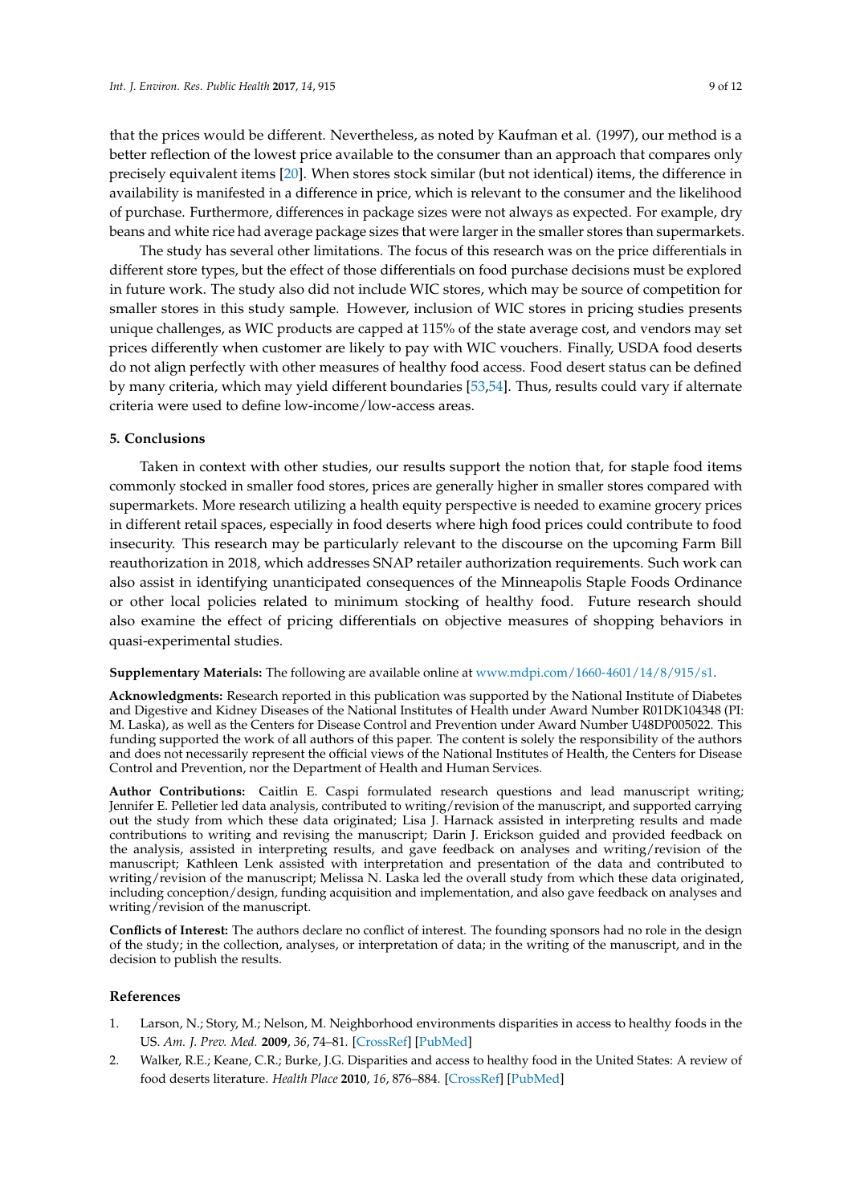that the prices would be different. Nevertheless, as noted by Kaufman et al. (1997), our method is a better reflection of the lowest price available to the consumer than an approach that compares only precisely equivalent items [20]. When stores stock similar (but not identical) items, the difference in availability is manifested in a difference in price, which is relevant to the consumer and the likelihood of purchase. Furthermore, differences in package sizes were not always as expected. For example, dry beans and white rice had average package sizes that were larger in the smaller stores than supermarkets.

The study has several other limitations. The focus of this research was on the price differentials in different store types, but the effect of those differentials on food purchase decisions must be explored in future work. The study also did not include WIC stores, which may be source of competition for smaller stores in this study sample. However, inclusion of WIC stores in pricing studies presents unique challenges, as WIC products are capped at 115% of the state average cost, and vendors may set prices differently when customer are likely to pay with WIC vouchers. Finally, USDA food deserts do not align perfectly with other measures of healthy food access. Food desert status can be defined by many criteria, which may yield different boundaries [53,54]. Thus, results could vary if alternate criteria were used to define low-income/low-access areas.

## 5. Conclusions

Taken in context with other studies, our results support the notion that, for staple food items commonly stocked in smaller food stores, prices are generally higher in smaller stores compared with supermarkets. More research utilizing a health equity perspective is needed to examine grocery prices in different retail spaces, especially in food deserts where high food prices could contribute to food insecurity. This research may be particularly relevant to the discourse on the upcoming Farm Bill reauthorization in 2018, which addresses SNAP retailer authorization requirements. Such work can also assist in identifying unanticipated consequences of the Minneapolis Staple Foods Ordinance or other local policies related to minimum stocking of healthy food. Future research should also examine the effect of pricing differentials on objective measures of shopping behaviors in quasi-experimental studies.

**Supplementary Materials:** The following are available online at www.mdpi.com/1660-4601/14/8/915/s1.

**Acknowledgments:** Research reported in this publication was supported by the National Institute of Diabetes and Digestive and Kidney Diseases of the National Institutes of Health under Award Number R01DK104348 (PI: M. Laska), as well as the Centers for Disease Control and Prevention under Award Number U48DP005022. This funding supported the work of all authors of this paper. The content is solely the responsibility of the authors and does not necessarily represent the official views of the National Institutes of Health, the Centers for Disease Control and Prevention, nor the Department of Health and Human Services.

**Author Contributions:** Caitlin E. Caspi formulated research questions and lead manuscript writing; Jennifer E. Pelletier led data analysis, contributed to writing/revision of the manuscript, and supported carrying out the study from which these data originated; Lisa J. Harnack assisted in interpreting results and made contributions to writing and revising the manuscript; Darin J. Erickson guided and provided feedback on the analysis, assisted in interpreting results, and gave feedback on analyses and writing/revision of the manuscript; Kathleen Lenk assisted with interpretation and presentation of the data and contributed to writing/revision of the manuscript; Melissa N. Laska led the overall study from which these data originated, including conception/design, funding acquisition and implementation, and also gave feedback on analyses and writing/revision of the manuscript.

**Conflicts of Interest:** The authors declare no conflict of interest. The founding sponsors had no role in the design of the study; in the collection, analyses, or interpretation of data; in the writing of the manuscript, and in the decision to publish the results.

## References

1. Larson, N.; Story, M.; Nelson, M. Neighborhood environments disparities in access to healthy foods in the US. *Am. J. Prev. Med.* **2009**, *36*, 74–81. [CrossRef] [PubMed]
2. Walker, R.E.; Keane, C.R.; Burke, J.G. Disparities and access to healthy food in the United States: A review of food deserts literature. *Health Place* **2010**, *16*, 876–884. [CrossRef] [PubMed]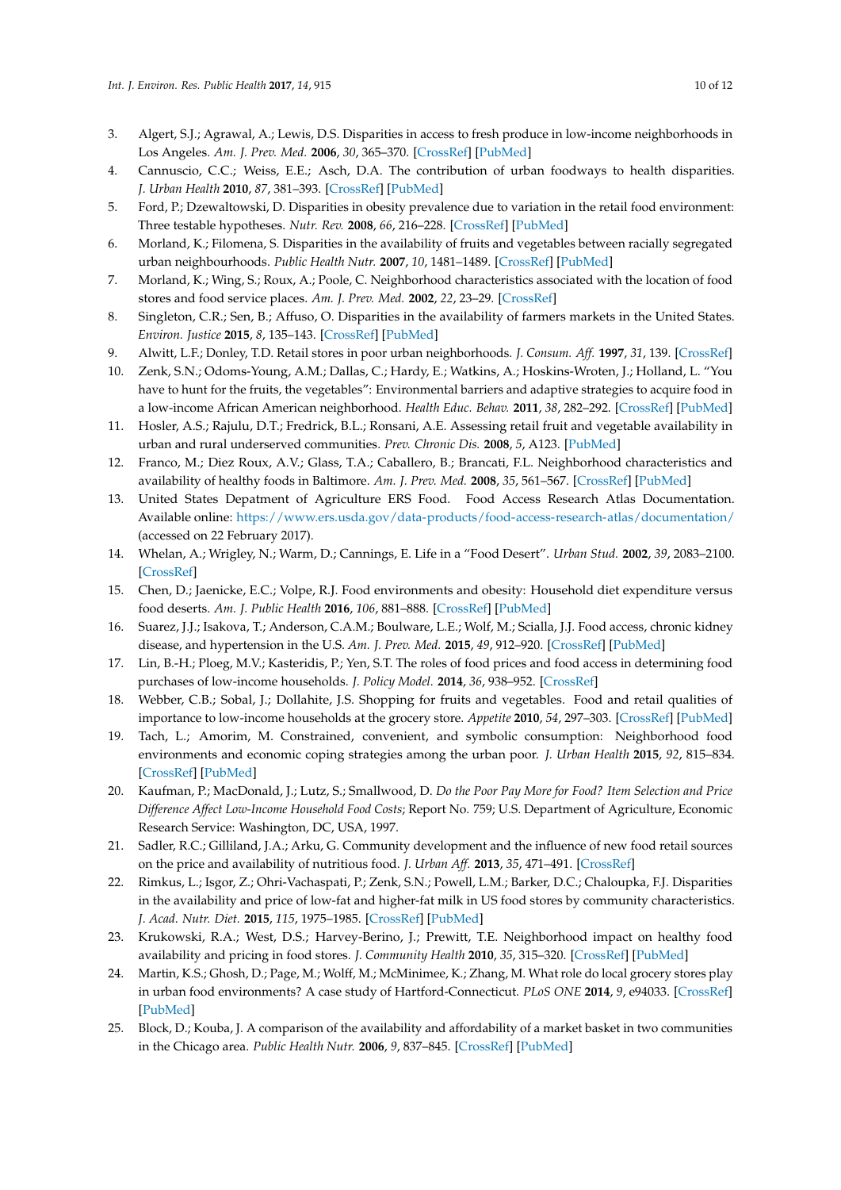3. Algert, S.J.; Agrawal, A.; Lewis, D.S. Disparities in access to fresh produce in low-income neighborhoods in Los Angeles. *Am. J. Prev. Med.* **2006**, *30*, 365–370. [CrossRef] [PubMed]
4. Cannuscio, C.C.; Weiss, E.E.; Asch, D.A. The contribution of urban foodways to health disparities. *J. Urban Health* **2010**, *87*, 381–393. [CrossRef] [PubMed]
5. Ford, P.; Dzewaltowski, D. Disparities in obesity prevalence due to variation in the retail food environment: Three testable hypotheses. *Nutr. Rev.* **2008**, *66*, 216–228. [CrossRef] [PubMed]
6. Morland, K.; Filomena, S. Disparities in the availability of fruits and vegetables between racially segregated urban neighbourhoods. *Public Health Nutr.* **2007**, *10*, 1481–1489. [CrossRef] [PubMed]
7. Morland, K.; Wing, S.; Roux, A.; Poole, C. Neighborhood characteristics associated with the location of food stores and food service places. *Am. J. Prev. Med.* **2002**, *22*, 23–29. [CrossRef]
8. Singleton, C.R.; Sen, B.; Affuso, O. Disparities in the availability of farmers markets in the United States. *Environ. Justice* **2015**, *8*, 135–143. [CrossRef] [PubMed]
9. Alwitt, L.F.; Donley, T.D. Retail stores in poor urban neighborhoods. *J. Consum. Aff.* **1997**, *31*, 139. [CrossRef]
10. Zenk, S.N.; Odoms-Young, A.M.; Dallas, C.; Hardy, E.; Watkins, A.; Hoskins-Wroten, J.; Holland, L. "You have to hunt for the fruits, the vegetables": Environmental barriers and adaptive strategies to acquire food in a low-income African American neighborhood. *Health Educ. Behav.* **2011**, *38*, 282–292. [CrossRef] [PubMed]
11. Hosler, A.S.; Rajulu, D.T.; Fredrick, B.L.; Ronsani, A.E. Assessing retail fruit and vegetable availability in urban and rural underserved communities. *Prev. Chronic Dis.* **2008**, *5*, A123. [PubMed]
12. Franco, M.; Diez Roux, A.V.; Glass, T.A.; Caballero, B.; Brancati, F.L. Neighborhood characteristics and availability of healthy foods in Baltimore. *Am. J. Prev. Med.* **2008**, *35*, 561–567. [CrossRef] [PubMed]
13. United States Depatment of Agriculture ERS Food. Food Access Research Atlas Documentation. Available online: https://www.ers.usda.gov/data-products/food-access-research-atlas/documentation/ (accessed on 22 February 2017).
14. Whelan, A.; Wrigley, N.; Warm, D.; Cannings, E. Life in a "Food Desert". *Urban Stud.* **2002**, *39*, 2083–2100. [CrossRef]
15. Chen, D.; Jaenicke, E.C.; Volpe, R.J. Food environments and obesity: Household diet expenditure versus food deserts. *Am. J. Public Health* **2016**, *106*, 881–888. [CrossRef] [PubMed]
16. Suarez, J.J.; Isakova, T.; Anderson, C.A.M.; Boulware, L.E.; Wolf, M.; Scialla, J.J. Food access, chronic kidney disease, and hypertension in the U.S. *Am. J. Prev. Med.* **2015**, *49*, 912–920. [CrossRef] [PubMed]
17. Lin, B.-H.; Ploeg, M.V.; Kasteridis, P.; Yen, S.T. The roles of food prices and food access in determining food purchases of low-income households. *J. Policy Model.* **2014**, *36*, 938–952. [CrossRef]
18. Webber, C.B.; Sobal, J.; Dollahite, J.S. Shopping for fruits and vegetables. Food and retail qualities of importance to low-income households at the grocery store. *Appetite* **2010**, *54*, 297–303. [CrossRef] [PubMed]
19. Tach, L.; Amorim, M. Constrained, convenient, and symbolic consumption: Neighborhood food environments and economic coping strategies among the urban poor. *J. Urban Health* **2015**, *92*, 815–834. [CrossRef] [PubMed]
20. Kaufman, P.; MacDonald, J.; Lutz, S.; Smallwood, D. *Do the Poor Pay More for Food? Item Selection and Price Difference Affect Low-Income Household Food Costs*; Report No. 759; U.S. Department of Agriculture, Economic Research Service: Washington, DC, USA, 1997.
21. Sadler, R.C.; Gilliland, J.A.; Arku, G. Community development and the influence of new food retail sources on the price and availability of nutritious food. *J. Urban Aff.* **2013**, *35*, 471–491. [CrossRef]
22. Rimkus, L.; Isgor, Z.; Ohri-Vachaspati, P.; Zenk, S.N.; Powell, L.M.; Barker, D.C.; Chaloupka, F.J. Disparities in the availability and price of low-fat and higher-fat milk in US food stores by community characteristics. *J. Acad. Nutr. Diet.* **2015**, *115*, 1975–1985. [CrossRef] [PubMed]
23. Krukowski, R.A.; West, D.S.; Harvey-Berino, J.; Prewitt, T.E. Neighborhood impact on healthy food availability and pricing in food stores. *J. Community Health* **2010**, *35*, 315–320. [CrossRef] [PubMed]
24. Martin, K.S.; Ghosh, D.; Page, M.; Wolff, M.; McMinimee, K.; Zhang, M. What role do local grocery stores play in urban food environments? A case study of Hartford-Connecticut. *PLoS ONE* **2014**, *9*, e94033. [CrossRef] [PubMed]
25. Block, D.; Kouba, J. A comparison of the availability and affordability of a market basket in two communities in the Chicago area. *Public Health Nutr.* **2006**, *9*, 837–845. [CrossRef] [PubMed]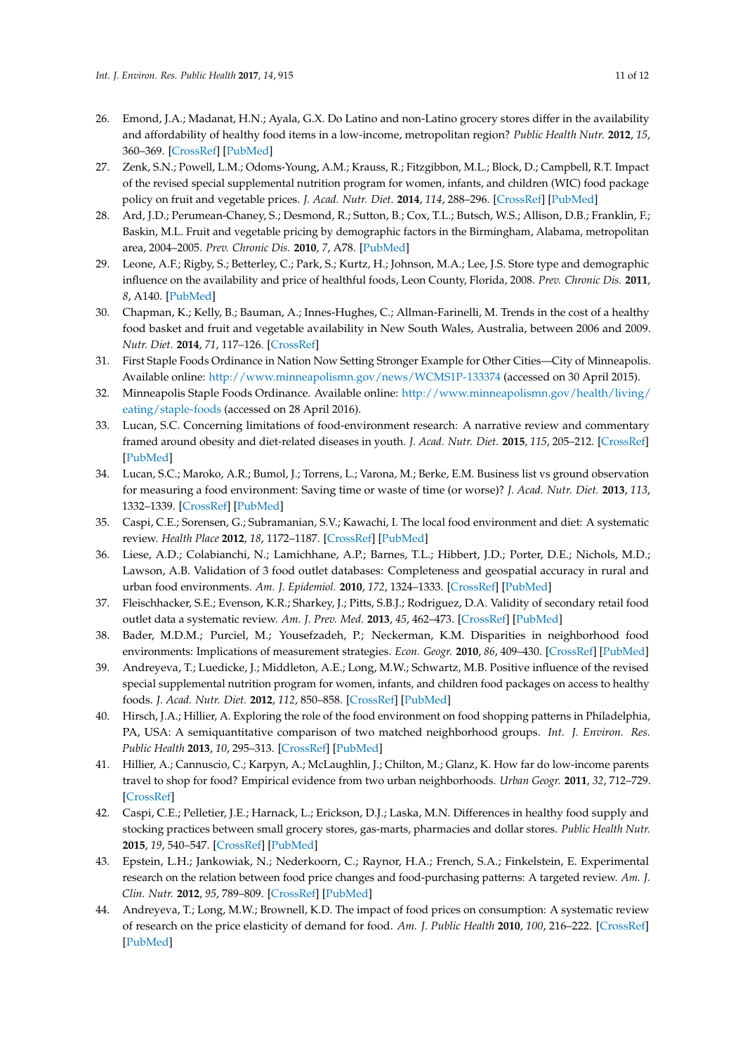26. Emond, J.A.; Madanat, H.N.; Ayala, G.X. Do Latino and non-Latino grocery stores differ in the availability and affordability of healthy food items in a low-income, metropolitan region? *Public Health Nutr.* **2012**, *15*, 360–369. [CrossRef] [PubMed]
27. Zenk, S.N.; Powell, L.M.; Odoms-Young, A.M.; Krauss, R.; Fitzgibbon, M.L.; Block, D.; Campbell, R.T. Impact of the revised special supplemental nutrition program for women, infants, and children (WIC) food package policy on fruit and vegetable prices. *J. Acad. Nutr. Diet.* **2014**, *114*, 288–296. [CrossRef] [PubMed]
28. Ard, J.D.; Perumean-Chaney, S.; Desmond, R.; Sutton, B.; Cox, T.L.; Butsch, W.S.; Allison, D.B.; Franklin, F.; Baskin, M.L. Fruit and vegetable pricing by demographic factors in the Birmingham, Alabama, metropolitan area, 2004–2005. *Prev. Chronic Dis.* **2010**, *7*, A78. [PubMed]
29. Leone, A.F.; Rigby, S.; Betterley, C.; Park, S.; Kurtz, H.; Johnson, M.A.; Lee, J.S. Store type and demographic influence on the availability and price of healthful foods, Leon County, Florida, 2008. *Prev. Chronic Dis.* **2011**, *8*, A140. [PubMed]
30. Chapman, K.; Kelly, B.; Bauman, A.; Innes-Hughes, C.; Allman-Farinelli, M. Trends in the cost of a healthy food basket and fruit and vegetable availability in New South Wales, Australia, between 2006 and 2009. *Nutr. Diet.* **2014**, *71*, 117–126. [CrossRef]
31. First Staple Foods Ordinance in Nation Now Setting Stronger Example for Other Cities—City of Minneapolis. Available online: http://www.minneapolismn.gov/news/WCMS1P-133374 (accessed on 30 April 2015).
32. Minneapolis Staple Foods Ordinance. Available online: http://www.minneapolismn.gov/health/living/eating/staple-foods (accessed on 28 April 2016).
33. Lucan, S.C. Concerning limitations of food-environment research: A narrative review and commentary framed around obesity and diet-related diseases in youth. *J. Acad. Nutr. Diet.* **2015**, *115*, 205–212. [CrossRef] [PubMed]
34. Lucan, S.C.; Maroko, A.R.; Bumol, J.; Torrens, L.; Varona, M.; Berke, E.M. Business list vs ground observation for measuring a food environment: Saving time or waste of time (or worse)? *J. Acad. Nutr. Diet.* **2013**, *113*, 1332–1339. [CrossRef] [PubMed]
35. Caspi, C.E.; Sorensen, G.; Subramanian, S.V.; Kawachi, I. The local food environment and diet: A systematic review. *Health Place* **2012**, *18*, 1172–1187. [CrossRef] [PubMed]
36. Liese, A.D.; Colabianchi, N.; Lamichhane, A.P.; Barnes, T.L.; Hibbert, J.D.; Porter, D.E.; Nichols, M.D.; Lawson, A.B. Validation of 3 food outlet databases: Completeness and geospatial accuracy in rural and urban food environments. *Am. J. Epidemiol.* **2010**, *172*, 1324–1333. [CrossRef] [PubMed]
37. Fleischhacker, S.E.; Evenson, K.R.; Sharkey, J.; Pitts, S.B.J.; Rodriguez, D.A. Validity of secondary retail food outlet data a systematic review. *Am. J. Prev. Med.* **2013**, *45*, 462–473. [CrossRef] [PubMed]
38. Bader, M.D.M.; Purciel, M.; Yousefzadeh, P.; Neckerman, K.M. Disparities in neighborhood food environments: Implications of measurement strategies. *Econ. Geogr.* **2010**, *86*, 409–430. [CrossRef] [PubMed]
39. Andreyeva, T.; Luedicke, J.; Middleton, A.E.; Long, M.W.; Schwartz, M.B. Positive influence of the revised special supplemental nutrition program for women, infants, and children food packages on access to healthy foods. *J. Acad. Nutr. Diet.* **2012**, *112*, 850–858. [CrossRef] [PubMed]
40. Hirsch, J.A.; Hillier, A. Exploring the role of the food environment on food shopping patterns in Philadelphia, PA, USA: A semiquantitative comparison of two matched neighborhood groups. *Int. J. Environ. Res. Public Health* **2013**, *10*, 295–313. [CrossRef] [PubMed]
41. Hillier, A.; Cannuscio, C.; Karpyn, A.; McLaughlin, J.; Chilton, M.; Glanz, K. How far do low-income parents travel to shop for food? Empirical evidence from two urban neighborhoods. *Urban Geogr.* **2011**, *32*, 712–729. [CrossRef]
42. Caspi, C.E.; Pelletier, J.E.; Harnack, L.; Erickson, D.J.; Laska, M.N. Differences in healthy food supply and stocking practices between small grocery stores, gas-marts, pharmacies and dollar stores. *Public Health Nutr.* **2015**, *19*, 540–547. [CrossRef] [PubMed]
43. Epstein, L.H.; Jankowiak, N.; Nederkoorn, C.; Raynor, H.A.; French, S.A.; Finkelstein, E. Experimental research on the relation between food price changes and food-purchasing patterns: A targeted review. *Am. J. Clin. Nutr.* **2012**, *95*, 789–809. [CrossRef] [PubMed]
44. Andreyeva, T.; Long, M.W.; Brownell, K.D. The impact of food prices on consumption: A systematic review of research on the price elasticity of demand for food. *Am. J. Public Health* **2010**, *100*, 216–222. [CrossRef] [PubMed]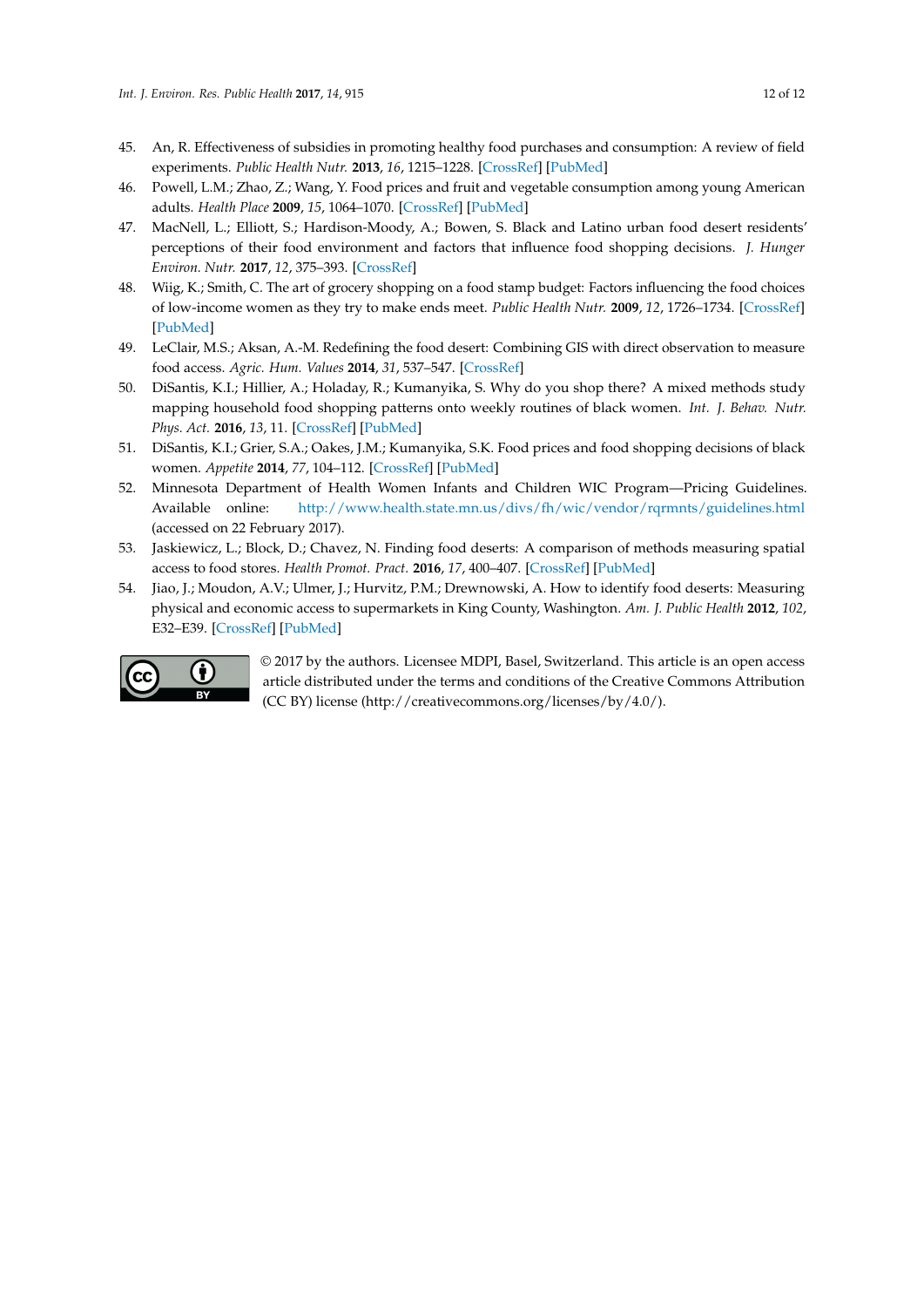45. An, R. Effectiveness of subsidies in promoting healthy food purchases and consumption: A review of field experiments. *Public Health Nutr.* **2013**, *16*, 1215–1228. [CrossRef] [PubMed]
46. Powell, L.M.; Zhao, Z.; Wang, Y. Food prices and fruit and vegetable consumption among young American adults. *Health Place* **2009**, *15*, 1064–1070. [CrossRef] [PubMed]
47. MacNell, L.; Elliott, S.; Hardison-Moody, A.; Bowen, S. Black and Latino urban food desert residents' perceptions of their food environment and factors that influence food shopping decisions. *J. Hunger Environ. Nutr.* **2017**, *12*, 375–393. [CrossRef]
48. Wiig, K.; Smith, C. The art of grocery shopping on a food stamp budget: Factors influencing the food choices of low-income women as they try to make ends meet. *Public Health Nutr.* **2009**, *12*, 1726–1734. [CrossRef] [PubMed]
49. LeClair, M.S.; Aksan, A.-M. Redefining the food desert: Combining GIS with direct observation to measure food access. *Agric. Hum. Values* **2014**, *31*, 537–547. [CrossRef]
50. DiSantis, K.I.; Hillier, A.; Holaday, R.; Kumanyika, S. Why do you shop there? A mixed methods study mapping household food shopping patterns onto weekly routines of black women. *Int. J. Behav. Nutr. Phys. Act.* **2016**, *13*, 11. [CrossRef] [PubMed]
51. DiSantis, K.I.; Grier, S.A.; Oakes, J.M.; Kumanyika, S.K. Food prices and food shopping decisions of black women. *Appetite* **2014**, *77*, 104–112. [CrossRef] [PubMed]
52. Minnesota Department of Health Women Infants and Children WIC Program—Pricing Guidelines. Available online: http://www.health.state.mn.us/divs/fh/wic/vendor/rqrmnts/guidelines.html (accessed on 22 February 2017).
53. Jaskiewicz, L.; Block, D.; Chavez, N. Finding food deserts: A comparison of methods measuring spatial access to food stores. *Health Promot. Pract.* **2016**, *17*, 400–407. [CrossRef] [PubMed]
54. Jiao, J.; Moudon, A.V.; Ulmer, J.; Hurvitz, P.M.; Drewnowski, A. How to identify food deserts: Measuring physical and economic access to supermarkets in King County, Washington. *Am. J. Public Health* **2012**, *102*, E32–E39. [CrossRef] [PubMed]

© 2017 by the authors. Licensee MDPI, Basel, Switzerland. This article is an open access article distributed under the terms and conditions of the Creative Commons Attribution (CC BY) license (http://creativecommons.org/licenses/by/4.0/).